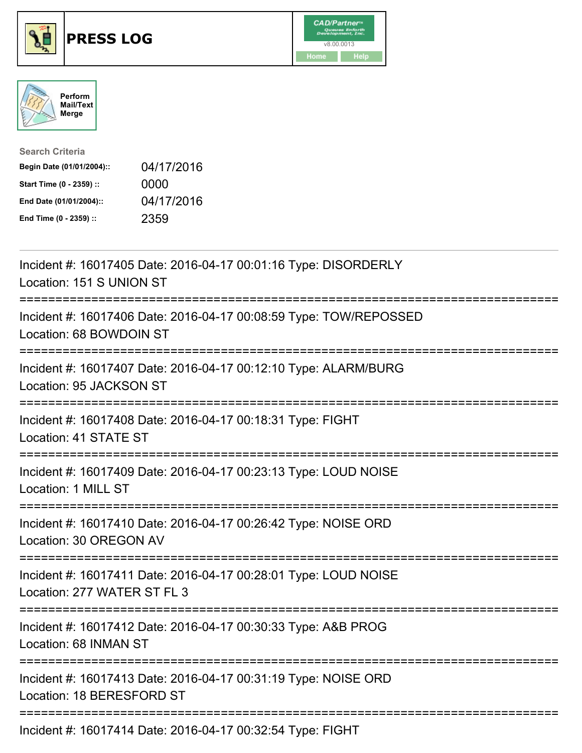# PRESS LOG

CAD/Partner
v8.00.0013
Home Help

Perform Mail/Text Merge

**Search Criteria**

| | |
|---|---|
| **Begin Date (01/01/2004)::** | 04/17/2016 |
| **Start Time (0 - 2359) ::** | 0000 |
| **End Date (01/01/2004)::** | 04/17/2016 |
| **End Time (0 - 2359) ::** | 2359 |

---

Incident #: 16017405 Date: 2016-04-17 00:01:16 Type: DISORDERLY
Location: 151 S UNION ST

===========================================================================

Incident #: 16017406 Date: 2016-04-17 00:08:59 Type: TOW/REPOSSED
Location: 68 BOWDOIN ST

===========================================================================

Incident #: 16017407 Date: 2016-04-17 00:12:10 Type: ALARM/BURG
Location: 95 JACKSON ST

===========================================================================

Incident #: 16017408 Date: 2016-04-17 00:18:31 Type: FIGHT
Location: 41 STATE ST

===========================================================================

Incident #: 16017409 Date: 2016-04-17 00:23:13 Type: LOUD NOISE
Location: 1 MILL ST

===========================================================================

Incident #: 16017410 Date: 2016-04-17 00:26:42 Type: NOISE ORD
Location: 30 OREGON AV

===========================================================================

Incident #: 16017411 Date: 2016-04-17 00:28:01 Type: LOUD NOISE
Location: 277 WATER ST FL 3

===========================================================================

Incident #: 16017412 Date: 2016-04-17 00:30:33 Type: A&B PROG
Location: 68 INMAN ST

===========================================================================

Incident #: 16017413 Date: 2016-04-17 00:31:19 Type: NOISE ORD
Location: 18 BERESFORD ST

===========================================================================

Incident #: 16017414 Date: 2016-04-17 00:32:54 Type: FIGHT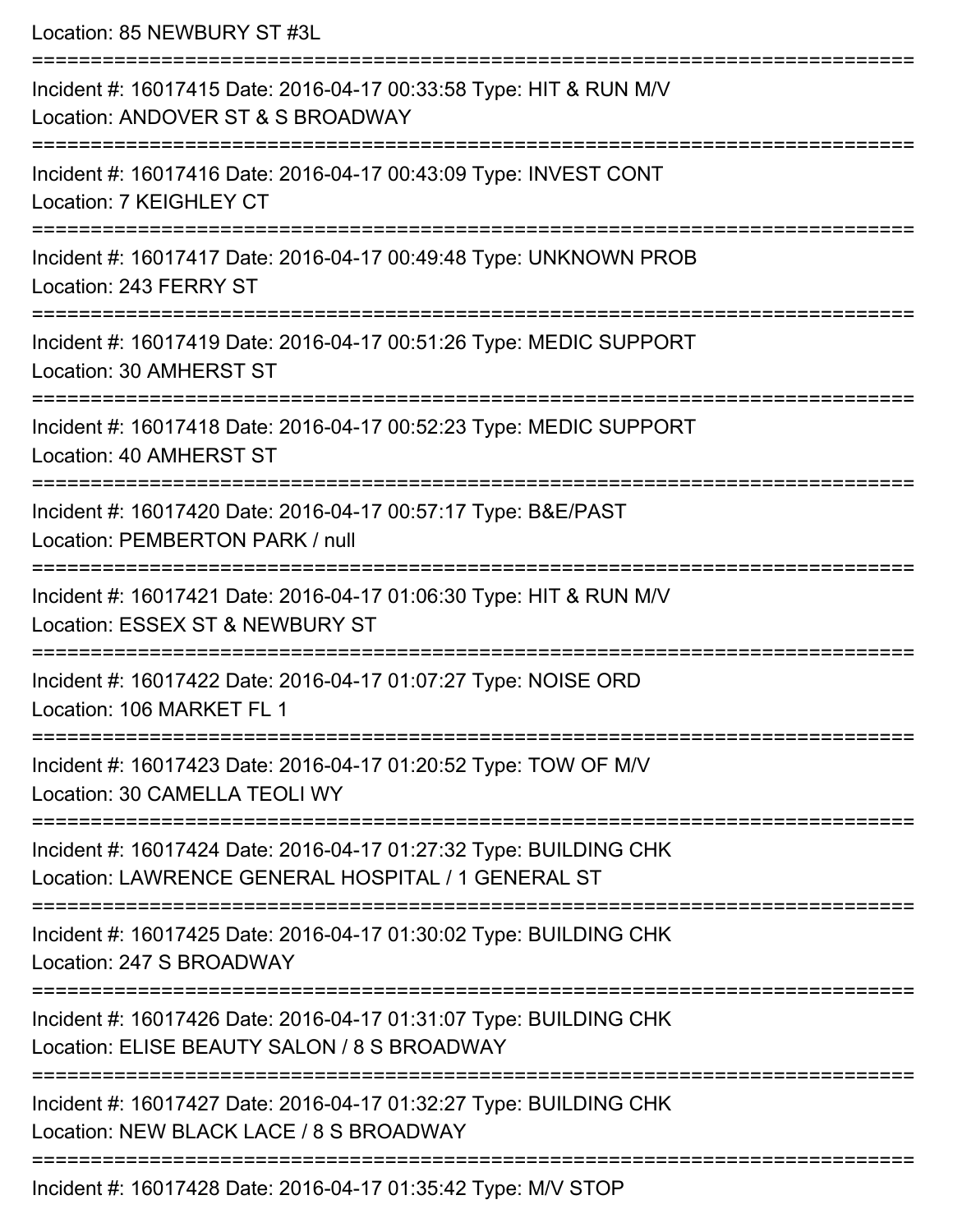Location: 85 NEWBURY ST #3L

===========================================================================

Incident #: 16017415 Date: 2016-04-17 00:33:58 Type: HIT & RUN M/V
Location: ANDOVER ST & S BROADWAY

===========================================================================

Incident #: 16017416 Date: 2016-04-17 00:43:09 Type: INVEST CONT
Location: 7 KEIGHLEY CT

===========================================================================

Incident #: 16017417 Date: 2016-04-17 00:49:48 Type: UNKNOWN PROB
Location: 243 FERRY ST

===========================================================================

Incident #: 16017419 Date: 2016-04-17 00:51:26 Type: MEDIC SUPPORT
Location: 30 AMHERST ST

===========================================================================

Incident #: 16017418 Date: 2016-04-17 00:52:23 Type: MEDIC SUPPORT
Location: 40 AMHERST ST

===========================================================================

Incident #: 16017420 Date: 2016-04-17 00:57:17 Type: B&E/PAST
Location: PEMBERTON PARK / null

===========================================================================

Incident #: 16017421 Date: 2016-04-17 01:06:30 Type: HIT & RUN M/V
Location: ESSEX ST & NEWBURY ST

===========================================================================

Incident #: 16017422 Date: 2016-04-17 01:07:27 Type: NOISE ORD
Location: 106 MARKET FL 1

===========================================================================

Incident #: 16017423 Date: 2016-04-17 01:20:52 Type: TOW OF M/V
Location: 30 CAMELLA TEOLI WY

===========================================================================

Incident #: 16017424 Date: 2016-04-17 01:27:32 Type: BUILDING CHK
Location: LAWRENCE GENERAL HOSPITAL / 1 GENERAL ST

===========================================================================

Incident #: 16017425 Date: 2016-04-17 01:30:02 Type: BUILDING CHK
Location: 247 S BROADWAY

===========================================================================

Incident #: 16017426 Date: 2016-04-17 01:31:07 Type: BUILDING CHK
Location: ELISE BEAUTY SALON / 8 S BROADWAY

===========================================================================

Incident #: 16017427 Date: 2016-04-17 01:32:27 Type: BUILDING CHK
Location: NEW BLACK LACE / 8 S BROADWAY

===========================================================================

Incident #: 16017428 Date: 2016-04-17 01:35:42 Type: M/V STOP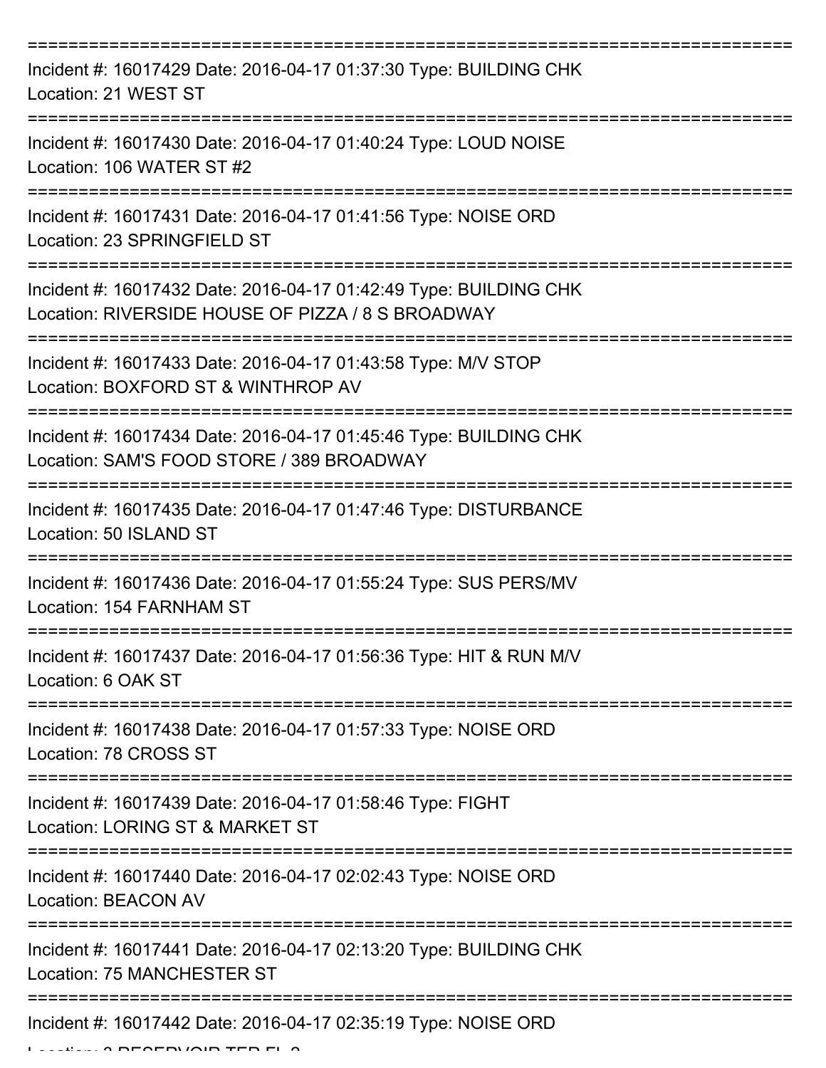===========================================================================

Incident #: 16017429 Date: 2016-04-17 01:37:30 Type: BUILDING CHK
Location: 21 WEST ST

===========================================================================

Incident #: 16017430 Date: 2016-04-17 01:40:24 Type: LOUD NOISE
Location: 106 WATER ST #2

===========================================================================

Incident #: 16017431 Date: 2016-04-17 01:41:56 Type: NOISE ORD
Location: 23 SPRINGFIELD ST

===========================================================================

Incident #: 16017432 Date: 2016-04-17 01:42:49 Type: BUILDING CHK
Location: RIVERSIDE HOUSE OF PIZZA / 8 S BROADWAY

===========================================================================

Incident #: 16017433 Date: 2016-04-17 01:43:58 Type: M/V STOP
Location: BOXFORD ST & WINTHROP AV

===========================================================================

Incident #: 16017434 Date: 2016-04-17 01:45:46 Type: BUILDING CHK
Location: SAM'S FOOD STORE / 389 BROADWAY

===========================================================================

Incident #: 16017435 Date: 2016-04-17 01:47:46 Type: DISTURBANCE
Location: 50 ISLAND ST

===========================================================================

Incident #: 16017436 Date: 2016-04-17 01:55:24 Type: SUS PERS/MV
Location: 154 FARNHAM ST

===========================================================================

Incident #: 16017437 Date: 2016-04-17 01:56:36 Type: HIT & RUN M/V
Location: 6 OAK ST

===========================================================================

Incident #: 16017438 Date: 2016-04-17 01:57:33 Type: NOISE ORD
Location: 78 CROSS ST

===========================================================================

Incident #: 16017439 Date: 2016-04-17 01:58:46 Type: FIGHT
Location: LORING ST & MARKET ST

===========================================================================

Incident #: 16017440 Date: 2016-04-17 02:02:43 Type: NOISE ORD
Location: BEACON AV

===========================================================================

Incident #: 16017441 Date: 2016-04-17 02:13:20 Type: BUILDING CHK
Location: 75 MANCHESTER ST

===========================================================================

Incident #: 16017442 Date: 2016-04-17 02:35:19 Type: NOISE ORD
Location: 3 RESERVOIR TER FL 3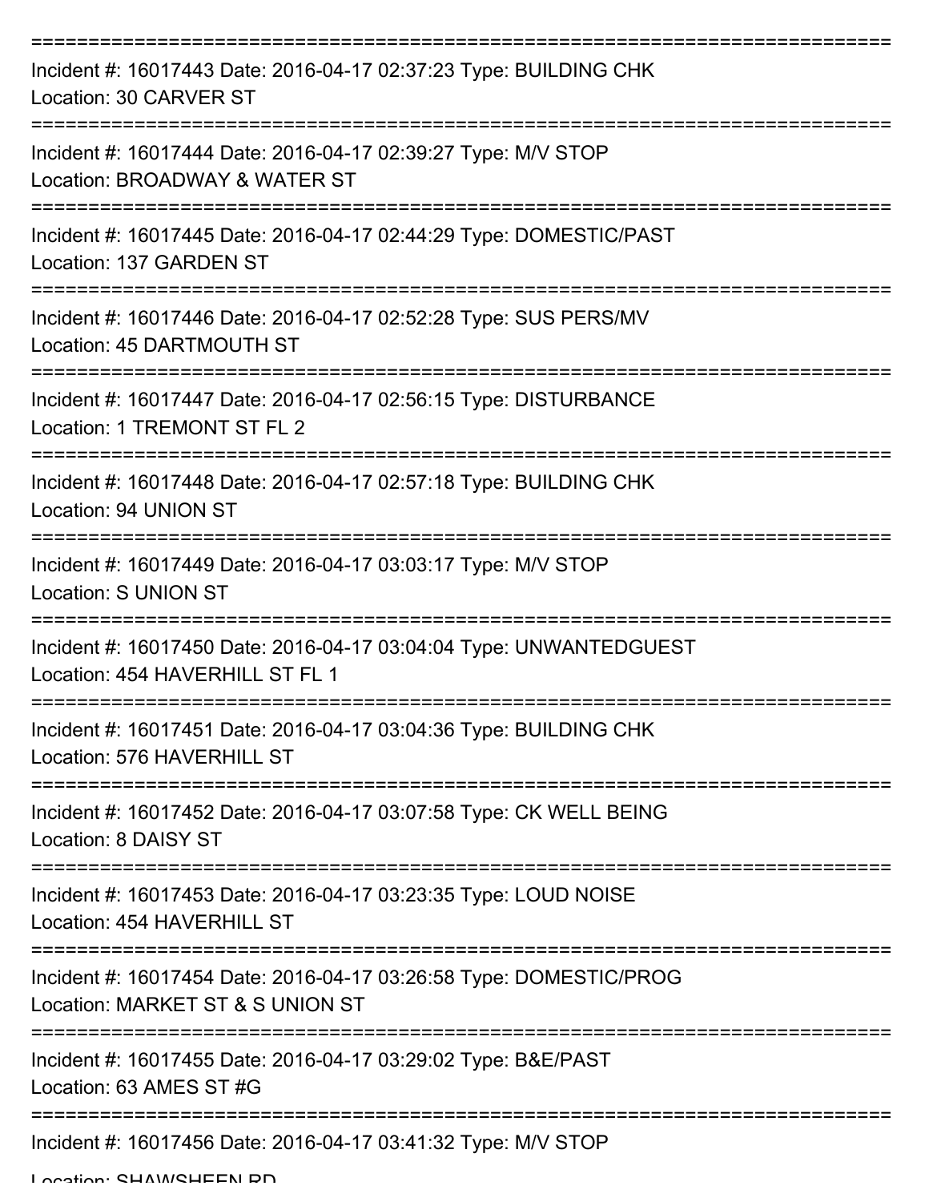===========================================================================

Incident #: 16017443 Date: 2016-04-17 02:37:23 Type: BUILDING CHK
Location: 30 CARVER ST

===========================================================================

Incident #: 16017444 Date: 2016-04-17 02:39:27 Type: M/V STOP
Location: BROADWAY & WATER ST

===========================================================================

Incident #: 16017445 Date: 2016-04-17 02:44:29 Type: DOMESTIC/PAST
Location: 137 GARDEN ST

===========================================================================

Incident #: 16017446 Date: 2016-04-17 02:52:28 Type: SUS PERS/MV
Location: 45 DARTMOUTH ST

===========================================================================

Incident #: 16017447 Date: 2016-04-17 02:56:15 Type: DISTURBANCE
Location: 1 TREMONT ST FL 2

===========================================================================

Incident #: 16017448 Date: 2016-04-17 02:57:18 Type: BUILDING CHK
Location: 94 UNION ST

===========================================================================

Incident #: 16017449 Date: 2016-04-17 03:03:17 Type: M/V STOP
Location: S UNION ST

===========================================================================

Incident #: 16017450 Date: 2016-04-17 03:04:04 Type: UNWANTEDGUEST
Location: 454 HAVERHILL ST FL 1

===========================================================================

Incident #: 16017451 Date: 2016-04-17 03:04:36 Type: BUILDING CHK
Location: 576 HAVERHILL ST

===========================================================================

Incident #: 16017452 Date: 2016-04-17 03:07:58 Type: CK WELL BEING
Location: 8 DAISY ST

===========================================================================

Incident #: 16017453 Date: 2016-04-17 03:23:35 Type: LOUD NOISE
Location: 454 HAVERHILL ST

===========================================================================

Incident #: 16017454 Date: 2016-04-17 03:26:58 Type: DOMESTIC/PROG
Location: MARKET ST & S UNION ST

===========================================================================

Incident #: 16017455 Date: 2016-04-17 03:29:02 Type: B&E/PAST
Location: 63 AMES ST #G

===========================================================================

Incident #: 16017456 Date: 2016-04-17 03:41:32 Type: M/V STOP
Location: SHAWSHEEN RD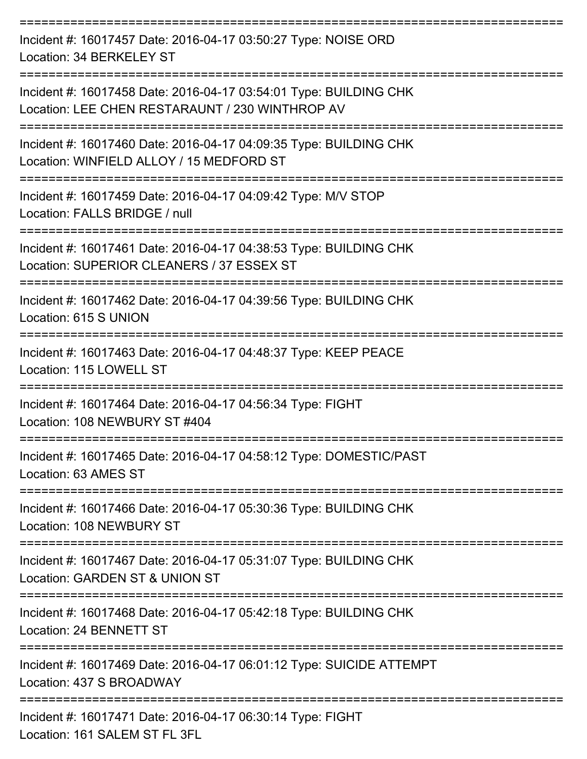===========================================================================

Incident #: 16017457 Date: 2016-04-17 03:50:27 Type: NOISE ORD
Location: 34 BERKELEY ST

===========================================================================

Incident #: 16017458 Date: 2016-04-17 03:54:01 Type: BUILDING CHK
Location: LEE CHEN RESTARAUNT / 230 WINTHROP AV

===========================================================================

Incident #: 16017460 Date: 2016-04-17 04:09:35 Type: BUILDING CHK
Location: WINFIELD ALLOY / 15 MEDFORD ST

===========================================================================

Incident #: 16017459 Date: 2016-04-17 04:09:42 Type: M/V STOP
Location: FALLS BRIDGE / null

===========================================================================

Incident #: 16017461 Date: 2016-04-17 04:38:53 Type: BUILDING CHK
Location: SUPERIOR CLEANERS / 37 ESSEX ST

===========================================================================

Incident #: 16017462 Date: 2016-04-17 04:39:56 Type: BUILDING CHK
Location: 615 S UNION

===========================================================================

Incident #: 16017463 Date: 2016-04-17 04:48:37 Type: KEEP PEACE
Location: 115 LOWELL ST

===========================================================================

Incident #: 16017464 Date: 2016-04-17 04:56:34 Type: FIGHT
Location: 108 NEWBURY ST #404

===========================================================================

Incident #: 16017465 Date: 2016-04-17 04:58:12 Type: DOMESTIC/PAST
Location: 63 AMES ST

===========================================================================

Incident #: 16017466 Date: 2016-04-17 05:30:36 Type: BUILDING CHK
Location: 108 NEWBURY ST

===========================================================================

Incident #: 16017467 Date: 2016-04-17 05:31:07 Type: BUILDING CHK
Location: GARDEN ST & UNION ST

===========================================================================

Incident #: 16017468 Date: 2016-04-17 05:42:18 Type: BUILDING CHK
Location: 24 BENNETT ST

===========================================================================

Incident #: 16017469 Date: 2016-04-17 06:01:12 Type: SUICIDE ATTEMPT
Location: 437 S BROADWAY

===========================================================================

Incident #: 16017471 Date: 2016-04-17 06:30:14 Type: FIGHT
Location: 161 SALEM ST FL 3FL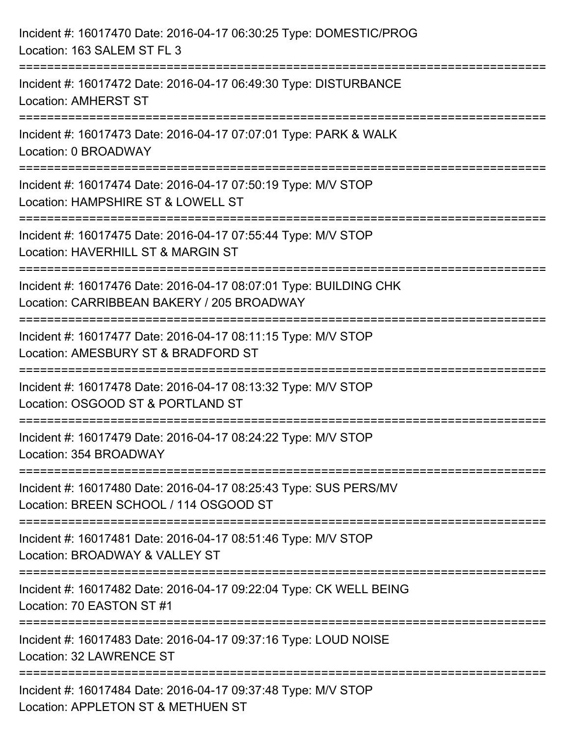Incident #: 16017470 Date: 2016-04-17 06:30:25 Type: DOMESTIC/PROG
Location: 163 SALEM ST FL 3

===========================================================================

Incident #: 16017472 Date: 2016-04-17 06:49:30 Type: DISTURBANCE
Location: AMHERST ST

===========================================================================

Incident #: 16017473 Date: 2016-04-17 07:07:01 Type: PARK & WALK
Location: 0 BROADWAY

===========================================================================

Incident #: 16017474 Date: 2016-04-17 07:50:19 Type: M/V STOP
Location: HAMPSHIRE ST & LOWELL ST

===========================================================================

Incident #: 16017475 Date: 2016-04-17 07:55:44 Type: M/V STOP
Location: HAVERHILL ST & MARGIN ST

===========================================================================

Incident #: 16017476 Date: 2016-04-17 08:07:01 Type: BUILDING CHK
Location: CARRIBBEAN BAKERY / 205 BROADWAY

===========================================================================

Incident #: 16017477 Date: 2016-04-17 08:11:15 Type: M/V STOP
Location: AMESBURY ST & BRADFORD ST

===========================================================================

Incident #: 16017478 Date: 2016-04-17 08:13:32 Type: M/V STOP
Location: OSGOOD ST & PORTLAND ST

===========================================================================

Incident #: 16017479 Date: 2016-04-17 08:24:22 Type: M/V STOP
Location: 354 BROADWAY

===========================================================================

Incident #: 16017480 Date: 2016-04-17 08:25:43 Type: SUS PERS/MV
Location: BREEN SCHOOL / 114 OSGOOD ST

===========================================================================

Incident #: 16017481 Date: 2016-04-17 08:51:46 Type: M/V STOP
Location: BROADWAY & VALLEY ST

===========================================================================

Incident #: 16017482 Date: 2016-04-17 09:22:04 Type: CK WELL BEING
Location: 70 EASTON ST #1

===========================================================================

Incident #: 16017483 Date: 2016-04-17 09:37:16 Type: LOUD NOISE
Location: 32 LAWRENCE ST

===========================================================================

Incident #: 16017484 Date: 2016-04-17 09:37:48 Type: M/V STOP
Location: APPLETON ST & METHUEN ST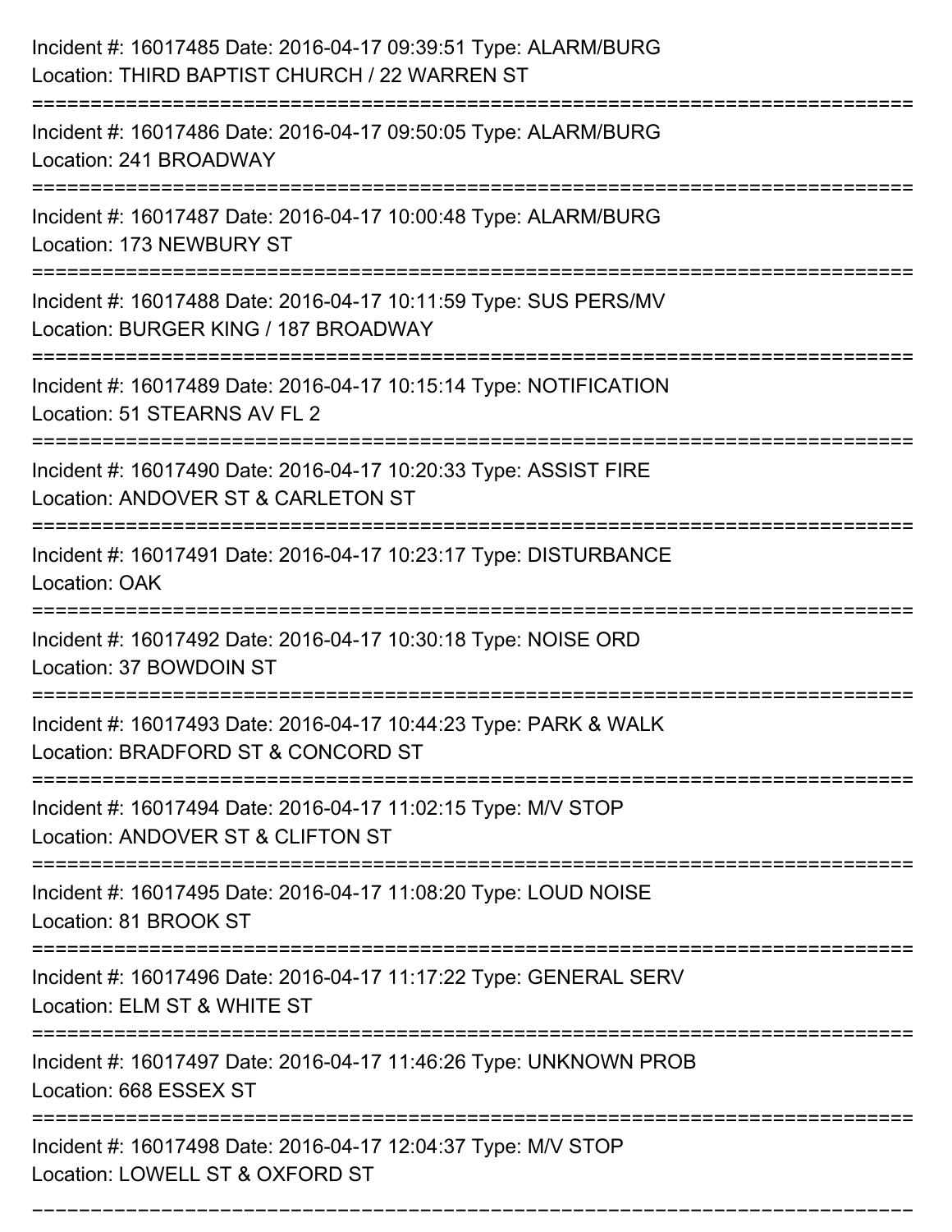Incident #: 16017485 Date: 2016-04-17 09:39:51 Type: ALARM/BURG
Location: THIRD BAPTIST CHURCH / 22 WARREN ST

===========================================================================

Incident #: 16017486 Date: 2016-04-17 09:50:05 Type: ALARM/BURG
Location: 241 BROADWAY

===========================================================================

Incident #: 16017487 Date: 2016-04-17 10:00:48 Type: ALARM/BURG
Location: 173 NEWBURY ST

===========================================================================

Incident #: 16017488 Date: 2016-04-17 10:11:59 Type: SUS PERS/MV
Location: BURGER KING / 187 BROADWAY

===========================================================================

Incident #: 16017489 Date: 2016-04-17 10:15:14 Type: NOTIFICATION
Location: 51 STEARNS AV FL 2

===========================================================================

Incident #: 16017490 Date: 2016-04-17 10:20:33 Type: ASSIST FIRE
Location: ANDOVER ST & CARLETON ST

===========================================================================

Incident #: 16017491 Date: 2016-04-17 10:23:17 Type: DISTURBANCE
Location: OAK

===========================================================================

Incident #: 16017492 Date: 2016-04-17 10:30:18 Type: NOISE ORD
Location: 37 BOWDOIN ST

===========================================================================

Incident #: 16017493 Date: 2016-04-17 10:44:23 Type: PARK & WALK
Location: BRADFORD ST & CONCORD ST

===========================================================================

Incident #: 16017494 Date: 2016-04-17 11:02:15 Type: M/V STOP
Location: ANDOVER ST & CLIFTON ST

===========================================================================

Incident #: 16017495 Date: 2016-04-17 11:08:20 Type: LOUD NOISE
Location: 81 BROOK ST

===========================================================================

Incident #: 16017496 Date: 2016-04-17 11:17:22 Type: GENERAL SERV
Location: ELM ST & WHITE ST

===========================================================================

Incident #: 16017497 Date: 2016-04-17 11:46:26 Type: UNKNOWN PROB
Location: 668 ESSEX ST

===========================================================================

Incident #: 16017498 Date: 2016-04-17 12:04:37 Type: M/V STOP
Location: LOWELL ST & OXFORD ST

===========================================================================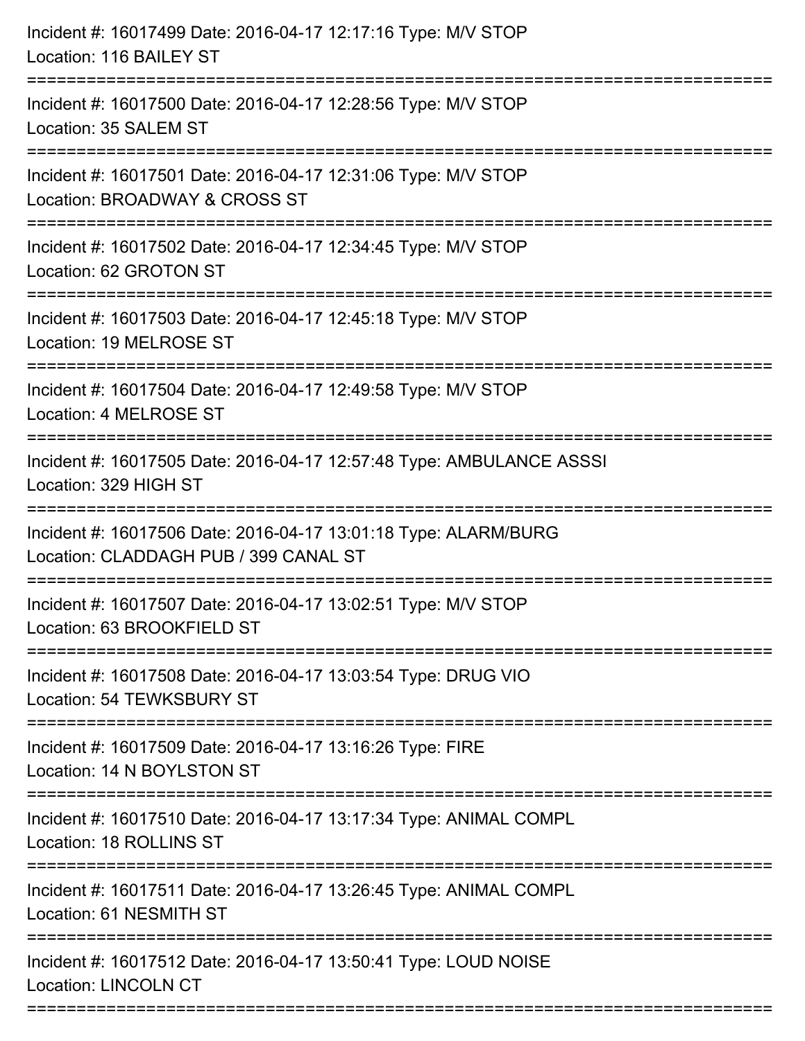Incident #: 16017499 Date: 2016-04-17 12:17:16 Type: M/V STOP
Location: 116 BAILEY ST

===========================================================================

Incident #: 16017500 Date: 2016-04-17 12:28:56 Type: M/V STOP
Location: 35 SALEM ST

===========================================================================

Incident #: 16017501 Date: 2016-04-17 12:31:06 Type: M/V STOP
Location: BROADWAY & CROSS ST

===========================================================================

Incident #: 16017502 Date: 2016-04-17 12:34:45 Type: M/V STOP
Location: 62 GROTON ST

===========================================================================

Incident #: 16017503 Date: 2016-04-17 12:45:18 Type: M/V STOP
Location: 19 MELROSE ST

===========================================================================

Incident #: 16017504 Date: 2016-04-17 12:49:58 Type: M/V STOP
Location: 4 MELROSE ST

===========================================================================

Incident #: 16017505 Date: 2016-04-17 12:57:48 Type: AMBULANCE ASSSI
Location: 329 HIGH ST

===========================================================================

Incident #: 16017506 Date: 2016-04-17 13:01:18 Type: ALARM/BURG
Location: CLADDAGH PUB / 399 CANAL ST

===========================================================================

Incident #: 16017507 Date: 2016-04-17 13:02:51 Type: M/V STOP
Location: 63 BROOKFIELD ST

===========================================================================

Incident #: 16017508 Date: 2016-04-17 13:03:54 Type: DRUG VIO
Location: 54 TEWKSBURY ST

===========================================================================

Incident #: 16017509 Date: 2016-04-17 13:16:26 Type: FIRE
Location: 14 N BOYLSTON ST

===========================================================================

Incident #: 16017510 Date: 2016-04-17 13:17:34 Type: ANIMAL COMPL
Location: 18 ROLLINS ST

===========================================================================

Incident #: 16017511 Date: 2016-04-17 13:26:45 Type: ANIMAL COMPL
Location: 61 NESMITH ST

===========================================================================

Incident #: 16017512 Date: 2016-04-17 13:50:41 Type: LOUD NOISE
Location: LINCOLN CT

===========================================================================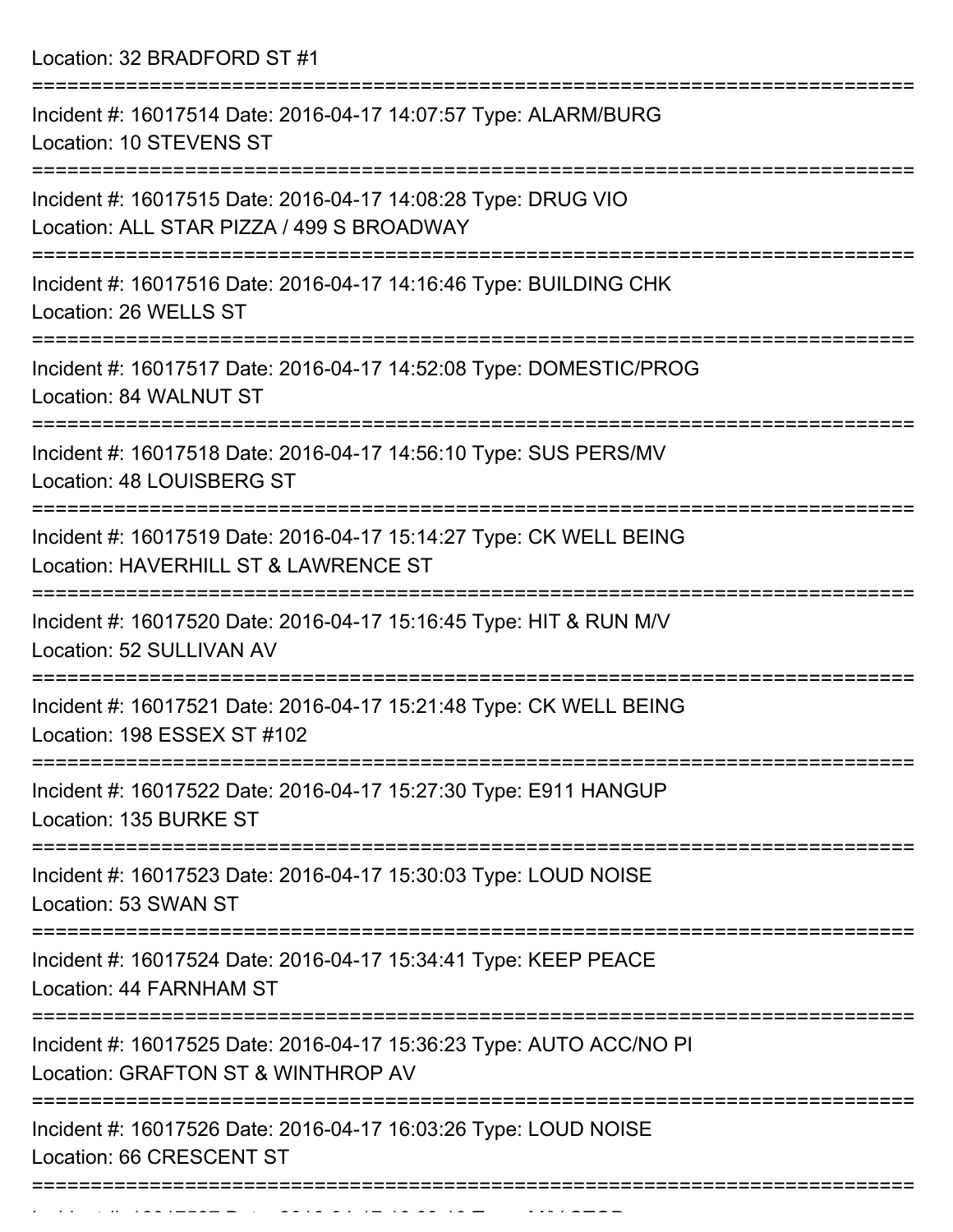Location: 32 BRADFORD ST #1

===========================================================================

Incident #: 16017514 Date: 2016-04-17 14:07:57 Type: ALARM/BURG
Location: 10 STEVENS ST

===========================================================================

Incident #: 16017515 Date: 2016-04-17 14:08:28 Type: DRUG VIO
Location: ALL STAR PIZZA / 499 S BROADWAY

===========================================================================

Incident #: 16017516 Date: 2016-04-17 14:16:46 Type: BUILDING CHK
Location: 26 WELLS ST

===========================================================================

Incident #: 16017517 Date: 2016-04-17 14:52:08 Type: DOMESTIC/PROG
Location: 84 WALNUT ST

===========================================================================

Incident #: 16017518 Date: 2016-04-17 14:56:10 Type: SUS PERS/MV
Location: 48 LOUISBERG ST

===========================================================================

Incident #: 16017519 Date: 2016-04-17 15:14:27 Type: CK WELL BEING
Location: HAVERHILL ST & LAWRENCE ST

===========================================================================

Incident #: 16017520 Date: 2016-04-17 15:16:45 Type: HIT & RUN M/V
Location: 52 SULLIVAN AV

===========================================================================

Incident #: 16017521 Date: 2016-04-17 15:21:48 Type: CK WELL BEING
Location: 198 ESSEX ST #102

===========================================================================

Incident #: 16017522 Date: 2016-04-17 15:27:30 Type: E911 HANGUP
Location: 135 BURKE ST

===========================================================================

Incident #: 16017523 Date: 2016-04-17 15:30:03 Type: LOUD NOISE
Location: 53 SWAN ST

===========================================================================

Incident #: 16017524 Date: 2016-04-17 15:34:41 Type: KEEP PEACE
Location: 44 FARNHAM ST

===========================================================================

Incident #: 16017525 Date: 2016-04-17 15:36:23 Type: AUTO ACC/NO PI
Location: GRAFTON ST & WINTHROP AV

===========================================================================

Incident #: 16017526 Date: 2016-04-17 16:03:26 Type: LOUD NOISE
Location: 66 CRESCENT ST

===========================================================================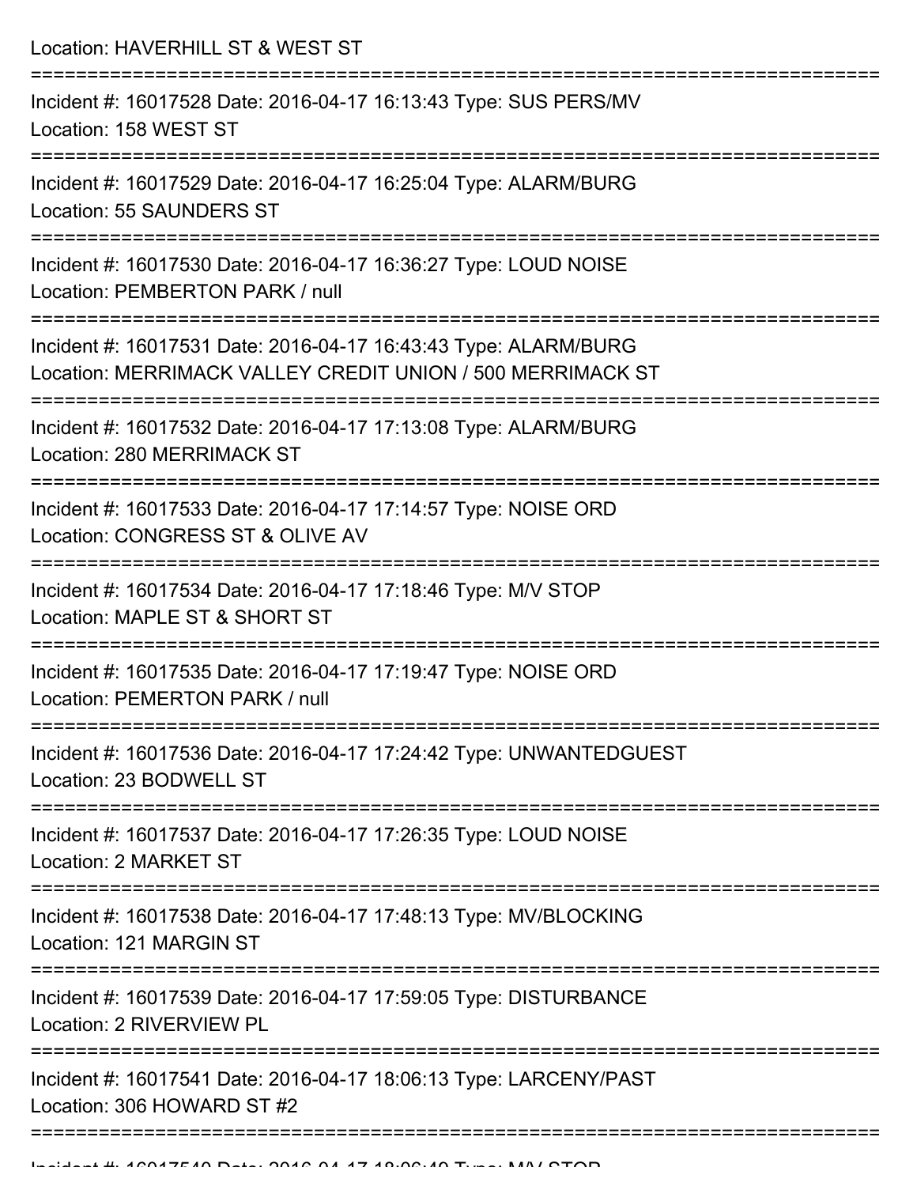Location: HAVERHILL ST & WEST ST

===========================================================================

Incident #: 16017528 Date: 2016-04-17 16:13:43 Type: SUS PERS/MV
Location: 158 WEST ST

===========================================================================

Incident #: 16017529 Date: 2016-04-17 16:25:04 Type: ALARM/BURG
Location: 55 SAUNDERS ST

===========================================================================

Incident #: 16017530 Date: 2016-04-17 16:36:27 Type: LOUD NOISE
Location: PEMBERTON PARK / null

===========================================================================

Incident #: 16017531 Date: 2016-04-17 16:43:43 Type: ALARM/BURG
Location: MERRIMACK VALLEY CREDIT UNION / 500 MERRIMACK ST

===========================================================================

Incident #: 16017532 Date: 2016-04-17 17:13:08 Type: ALARM/BURG
Location: 280 MERRIMACK ST

===========================================================================

Incident #: 16017533 Date: 2016-04-17 17:14:57 Type: NOISE ORD
Location: CONGRESS ST & OLIVE AV

===========================================================================

Incident #: 16017534 Date: 2016-04-17 17:18:46 Type: M/V STOP
Location: MAPLE ST & SHORT ST

===========================================================================

Incident #: 16017535 Date: 2016-04-17 17:19:47 Type: NOISE ORD
Location: PEMERTON PARK / null

===========================================================================

Incident #: 16017536 Date: 2016-04-17 17:24:42 Type: UNWANTEDGUEST
Location: 23 BODWELL ST

===========================================================================

Incident #: 16017537 Date: 2016-04-17 17:26:35 Type: LOUD NOISE
Location: 2 MARKET ST

===========================================================================

Incident #: 16017538 Date: 2016-04-17 17:48:13 Type: MV/BLOCKING
Location: 121 MARGIN ST

===========================================================================

Incident #: 16017539 Date: 2016-04-17 17:59:05 Type: DISTURBANCE
Location: 2 RIVERVIEW PL

===========================================================================

Incident #: 16017541 Date: 2016-04-17 18:06:13 Type: LARCENY/PAST
Location: 306 HOWARD ST #2

===========================================================================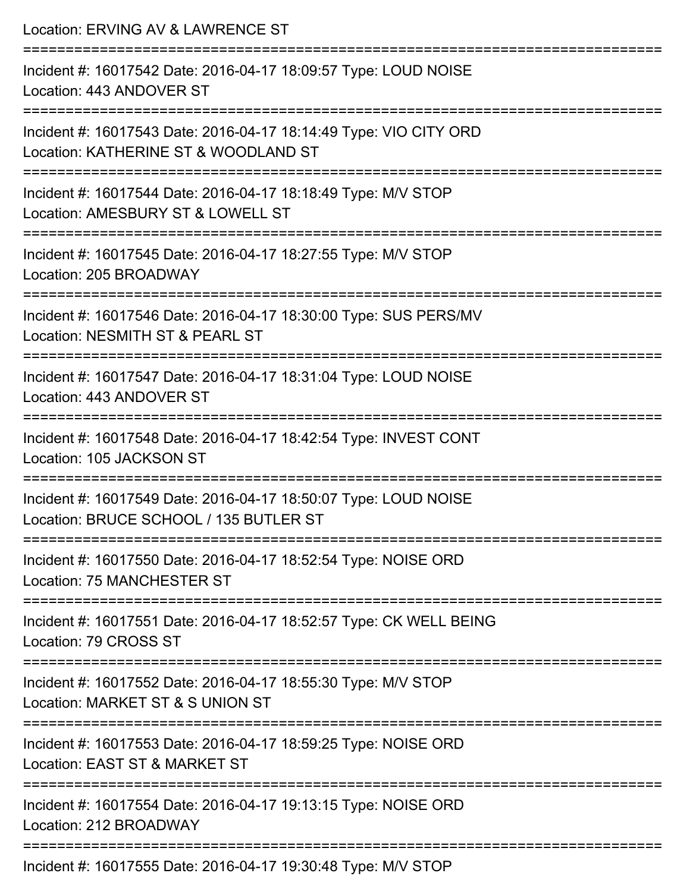Location: ERVING AV & LAWRENCE ST

===========================================================================

Incident #: 16017542 Date: 2016-04-17 18:09:57 Type: LOUD NOISE
Location: 443 ANDOVER ST

===========================================================================

Incident #: 16017543 Date: 2016-04-17 18:14:49 Type: VIO CITY ORD
Location: KATHERINE ST & WOODLAND ST

===========================================================================

Incident #: 16017544 Date: 2016-04-17 18:18:49 Type: M/V STOP
Location: AMESBURY ST & LOWELL ST

===========================================================================

Incident #: 16017545 Date: 2016-04-17 18:27:55 Type: M/V STOP
Location: 205 BROADWAY

===========================================================================

Incident #: 16017546 Date: 2016-04-17 18:30:00 Type: SUS PERS/MV
Location: NESMITH ST & PEARL ST

===========================================================================

Incident #: 16017547 Date: 2016-04-17 18:31:04 Type: LOUD NOISE
Location: 443 ANDOVER ST

===========================================================================

Incident #: 16017548 Date: 2016-04-17 18:42:54 Type: INVEST CONT
Location: 105 JACKSON ST

===========================================================================

Incident #: 16017549 Date: 2016-04-17 18:50:07 Type: LOUD NOISE
Location: BRUCE SCHOOL / 135 BUTLER ST

===========================================================================

Incident #: 16017550 Date: 2016-04-17 18:52:54 Type: NOISE ORD
Location: 75 MANCHESTER ST

===========================================================================

Incident #: 16017551 Date: 2016-04-17 18:52:57 Type: CK WELL BEING
Location: 79 CROSS ST

===========================================================================

Incident #: 16017552 Date: 2016-04-17 18:55:30 Type: M/V STOP
Location: MARKET ST & S UNION ST

===========================================================================

Incident #: 16017553 Date: 2016-04-17 18:59:25 Type: NOISE ORD
Location: EAST ST & MARKET ST

===========================================================================

Incident #: 16017554 Date: 2016-04-17 19:13:15 Type: NOISE ORD
Location: 212 BROADWAY

===========================================================================

Incident #: 16017555 Date: 2016-04-17 19:30:48 Type: M/V STOP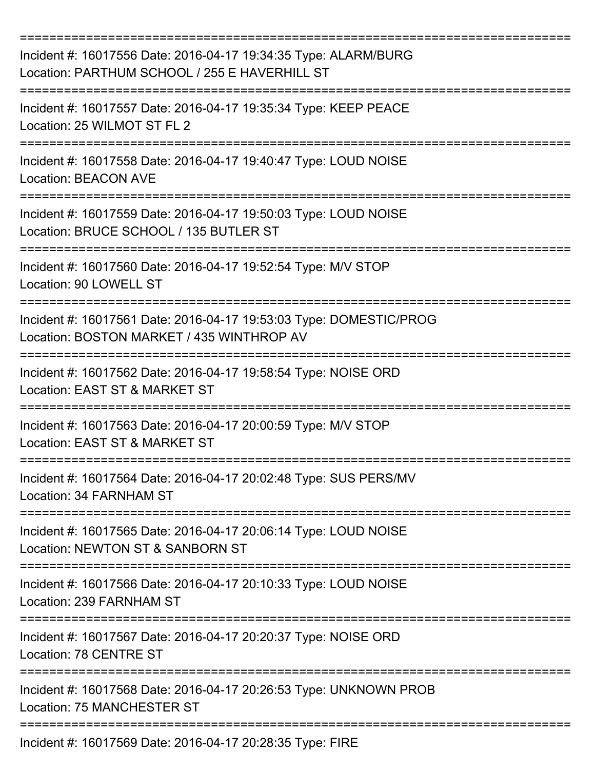===========================================================================

Incident #: 16017556 Date: 2016-04-17 19:34:35 Type: ALARM/BURG
Location: PARTHUM SCHOOL / 255 E HAVERHILL ST

===========================================================================

Incident #: 16017557 Date: 2016-04-17 19:35:34 Type: KEEP PEACE
Location: 25 WILMOT ST FL 2

===========================================================================

Incident #: 16017558 Date: 2016-04-17 19:40:47 Type: LOUD NOISE
Location: BEACON AVE

===========================================================================

Incident #: 16017559 Date: 2016-04-17 19:50:03 Type: LOUD NOISE
Location: BRUCE SCHOOL / 135 BUTLER ST

===========================================================================

Incident #: 16017560 Date: 2016-04-17 19:52:54 Type: M/V STOP
Location: 90 LOWELL ST

===========================================================================

Incident #: 16017561 Date: 2016-04-17 19:53:03 Type: DOMESTIC/PROG
Location: BOSTON MARKET / 435 WINTHROP AV

===========================================================================

Incident #: 16017562 Date: 2016-04-17 19:58:54 Type: NOISE ORD
Location: EAST ST & MARKET ST

===========================================================================

Incident #: 16017563 Date: 2016-04-17 20:00:59 Type: M/V STOP
Location: EAST ST & MARKET ST

===========================================================================

Incident #: 16017564 Date: 2016-04-17 20:02:48 Type: SUS PERS/MV
Location: 34 FARNHAM ST

===========================================================================

Incident #: 16017565 Date: 2016-04-17 20:06:14 Type: LOUD NOISE
Location: NEWTON ST & SANBORN ST

===========================================================================

Incident #: 16017566 Date: 2016-04-17 20:10:33 Type: LOUD NOISE
Location: 239 FARNHAM ST

===========================================================================

Incident #: 16017567 Date: 2016-04-17 20:20:37 Type: NOISE ORD
Location: 78 CENTRE ST

===========================================================================

Incident #: 16017568 Date: 2016-04-17 20:26:53 Type: UNKNOWN PROB
Location: 75 MANCHESTER ST

===========================================================================

Incident #: 16017569 Date: 2016-04-17 20:28:35 Type: FIRE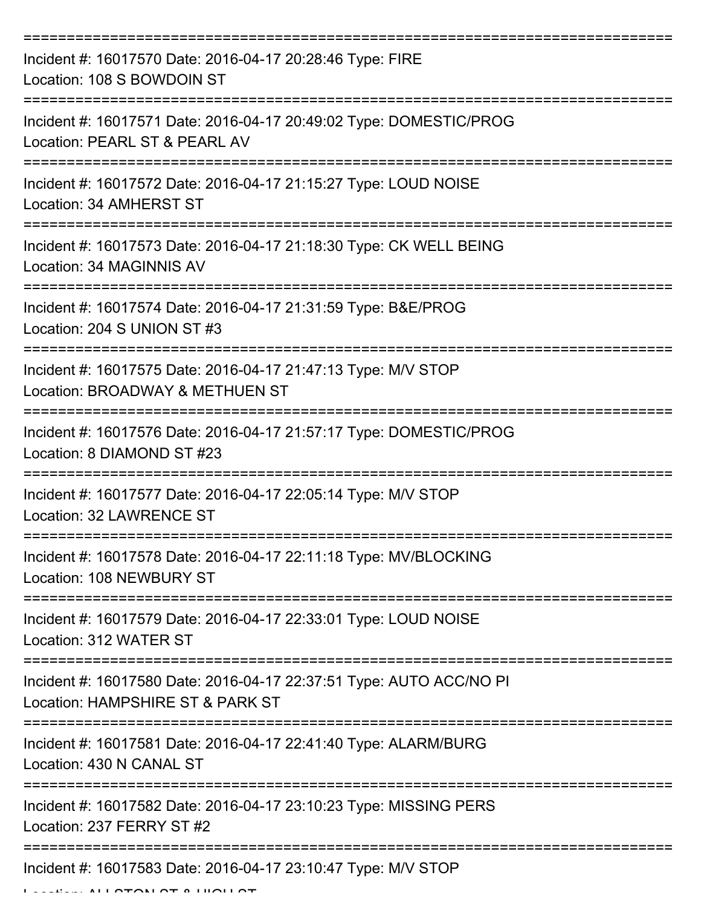===========================================================================
Incident #: 16017570 Date: 2016-04-17 20:28:46 Type: FIRE
Location: 108 S BOWDOIN ST
===========================================================================
Incident #: 16017571 Date: 2016-04-17 20:49:02 Type: DOMESTIC/PROG
Location: PEARL ST & PEARL AV
===========================================================================
Incident #: 16017572 Date: 2016-04-17 21:15:27 Type: LOUD NOISE
Location: 34 AMHERST ST
===========================================================================
Incident #: 16017573 Date: 2016-04-17 21:18:30 Type: CK WELL BEING
Location: 34 MAGINNIS AV
===========================================================================
Incident #: 16017574 Date: 2016-04-17 21:31:59 Type: B&E/PROG
Location: 204 S UNION ST #3
===========================================================================
Incident #: 16017575 Date: 2016-04-17 21:47:13 Type: M/V STOP
Location: BROADWAY & METHUEN ST
===========================================================================
Incident #: 16017576 Date: 2016-04-17 21:57:17 Type: DOMESTIC/PROG
Location: 8 DIAMOND ST #23
===========================================================================
Incident #: 16017577 Date: 2016-04-17 22:05:14 Type: M/V STOP
Location: 32 LAWRENCE ST
===========================================================================
Incident #: 16017578 Date: 2016-04-17 22:11:18 Type: MV/BLOCKING
Location: 108 NEWBURY ST
===========================================================================
Incident #: 16017579 Date: 2016-04-17 22:33:01 Type: LOUD NOISE
Location: 312 WATER ST
===========================================================================
Incident #: 16017580 Date: 2016-04-17 22:37:51 Type: AUTO ACC/NO PI
Location: HAMPSHIRE ST & PARK ST
===========================================================================
Incident #: 16017581 Date: 2016-04-17 22:41:40 Type: ALARM/BURG
Location: 430 N CANAL ST
===========================================================================
Incident #: 16017582 Date: 2016-04-17 23:10:23 Type: MISSING PERS
Location: 237 FERRY ST #2
===========================================================================
Incident #: 16017583 Date: 2016-04-17 23:10:47 Type: M/V STOP
Location: ALLSTON ST & HIGH ST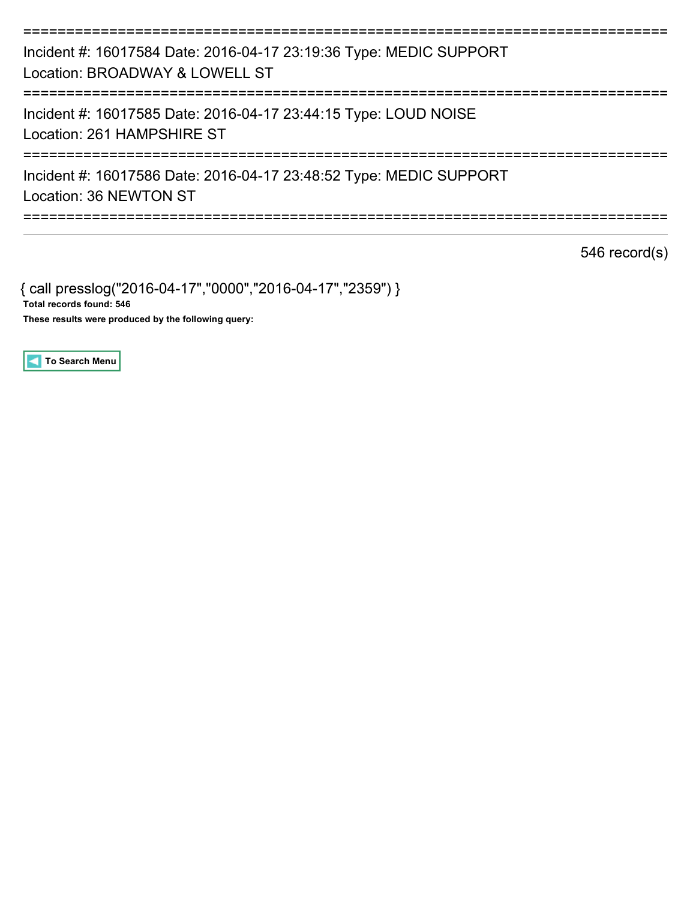===========================================================================

Incident #: 16017584 Date: 2016-04-17 23:19:36 Type: MEDIC SUPPORT

Location: BROADWAY & LOWELL ST

===========================================================================

Incident #: 16017585 Date: 2016-04-17 23:44:15 Type: LOUD NOISE

Location: 261 HAMPSHIRE ST

===========================================================================

Incident #: 16017586 Date: 2016-04-17 23:48:52 Type: MEDIC SUPPORT

Location: 36 NEWTON ST

===========================================================================

546 record(s)

{ call presslog("2016-04-17","0000","2016-04-17","2359") }

**Total records found: 546**

**These results were produced by the following query:**

**To Search Menu**